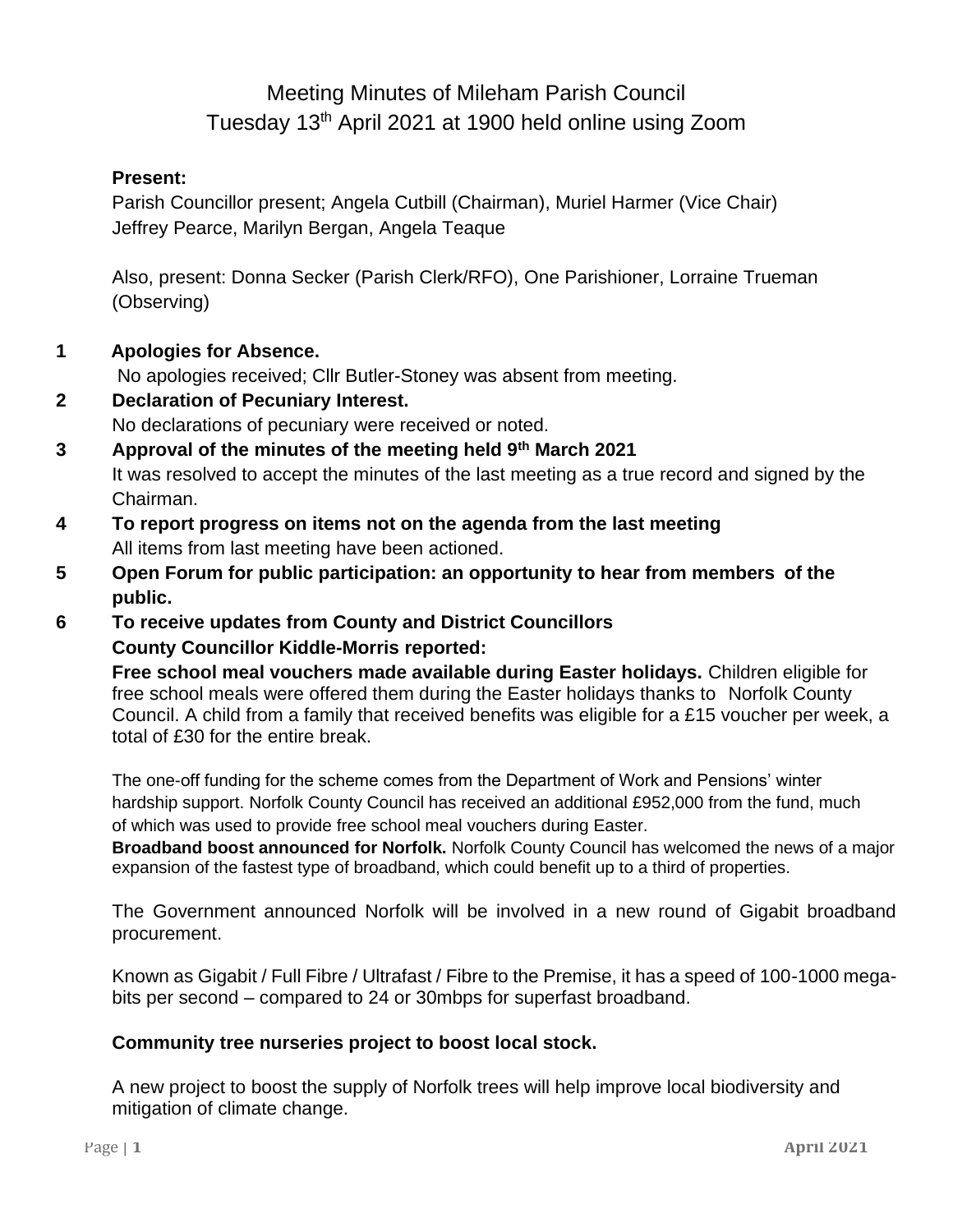# Meeting Minutes of Mileham Parish Council
## Tuesday 13th April 2021 at 1900 held online using Zoom

**Present:**

Parish Councillor present; Angela Cutbill (Chairman), Muriel Harmer (Vice Chair) Jeffrey Pearce, Marilyn Bergan, Angela Teaque

Also, present: Donna Secker (Parish Clerk/RFO), One Parishioner, Lorraine Trueman (Observing)

**1 Apologies for Absence.**

No apologies received; Cllr Butler-Stoney was absent from meeting.

**2 Declaration of Pecuniary Interest.**

No declarations of pecuniary were received or noted.

**3 Approval of the minutes of the meeting held 9th March 2021**

It was resolved to accept the minutes of the last meeting as a true record and signed by the Chairman.

**4 To report progress on items not on the agenda from the last meeting**

All items from last meeting have been actioned.

**5 Open Forum for public participation: an opportunity to hear from members of the public.**

**6 To receive updates from County and District Councillors**

**County Councillor Kiddle-Morris reported:**

**Free school meal vouchers made available during Easter holidays.** Children eligible for free school meals were offered them during the Easter holidays thanks to Norfolk County Council. A child from a family that received benefits was eligible for a £15 voucher per week, a total of £30 for the entire break.

The one-off funding for the scheme comes from the Department of Work and Pensions' winter hardship support. Norfolk County Council has received an additional £952,000 from the fund, much of which was used to provide free school meal vouchers during Easter.

**Broadband boost announced for Norfolk.** Norfolk County Council has welcomed the news of a major expansion of the fastest type of broadband, which could benefit up to a third of properties.

The Government announced Norfolk will be involved in a new round of Gigabit broadband procurement.

Known as Gigabit / Full Fibre / Ultrafast / Fibre to the Premise, it has a speed of 100-1000 mega-bits per second – compared to 24 or 30mbps for superfast broadband.

**Community tree nurseries project to boost local stock.**

A new project to boost the supply of Norfolk trees will help improve local biodiversity and mitigation of climate change.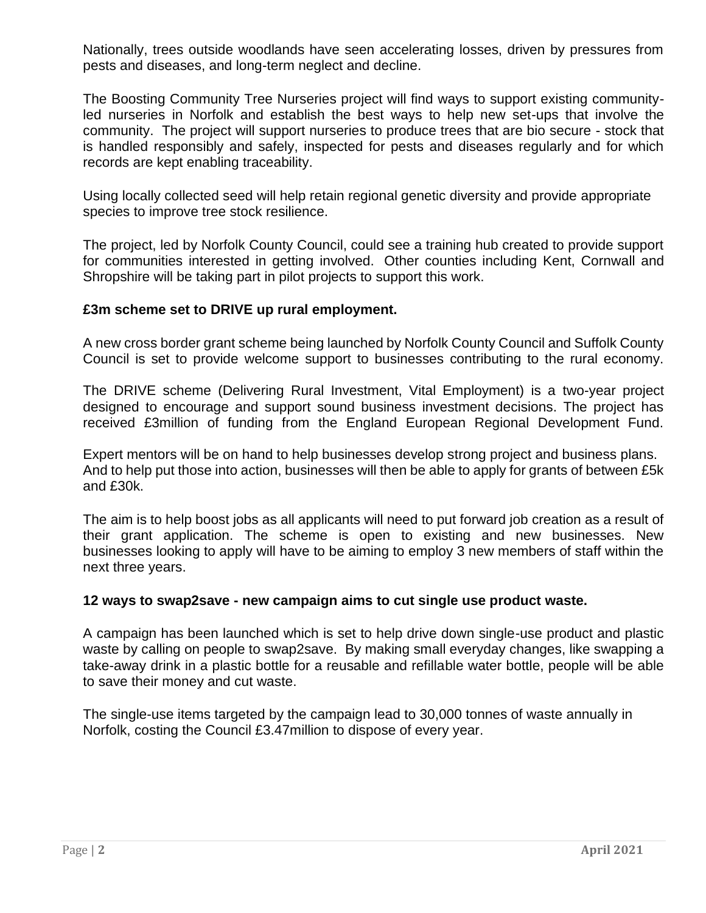Nationally, trees outside woodlands have seen accelerating losses, driven by pressures from pests and diseases, and long-term neglect and decline.

The Boosting Community Tree Nurseries project will find ways to support existing community-led nurseries in Norfolk and establish the best ways to help new set-ups that involve the community. The project will support nurseries to produce trees that are bio secure - stock that is handled responsibly and safely, inspected for pests and diseases regularly and for which records are kept enabling traceability.

Using locally collected seed will help retain regional genetic diversity and provide appropriate species to improve tree stock resilience.

The project, led by Norfolk County Council, could see a training hub created to provide support for communities interested in getting involved. Other counties including Kent, Cornwall and Shropshire will be taking part in pilot projects to support this work.

**£3m scheme set to DRIVE up rural employment.**

A new cross border grant scheme being launched by Norfolk County Council and Suffolk County Council is set to provide welcome support to businesses contributing to the rural economy.

The DRIVE scheme (Delivering Rural Investment, Vital Employment) is a two-year project designed to encourage and support sound business investment decisions. The project has received £3million of funding from the England European Regional Development Fund.

Expert mentors will be on hand to help businesses develop strong project and business plans. And to help put those into action, businesses will then be able to apply for grants of between £5k and £30k.

The aim is to help boost jobs as all applicants will need to put forward job creation as a result of their grant application. The scheme is open to existing and new businesses. New businesses looking to apply will have to be aiming to employ 3 new members of staff within the next three years.

**12 ways to swap2save - new campaign aims to cut single use product waste.**

A campaign has been launched which is set to help drive down single-use product and plastic waste by calling on people to swap2save. By making small everyday changes, like swapping a take-away drink in a plastic bottle for a reusable and refillable water bottle, people will be able to save their money and cut waste.

The single-use items targeted by the campaign lead to 30,000 tonnes of waste annually in Norfolk, costing the Council £3.47million to dispose of every year.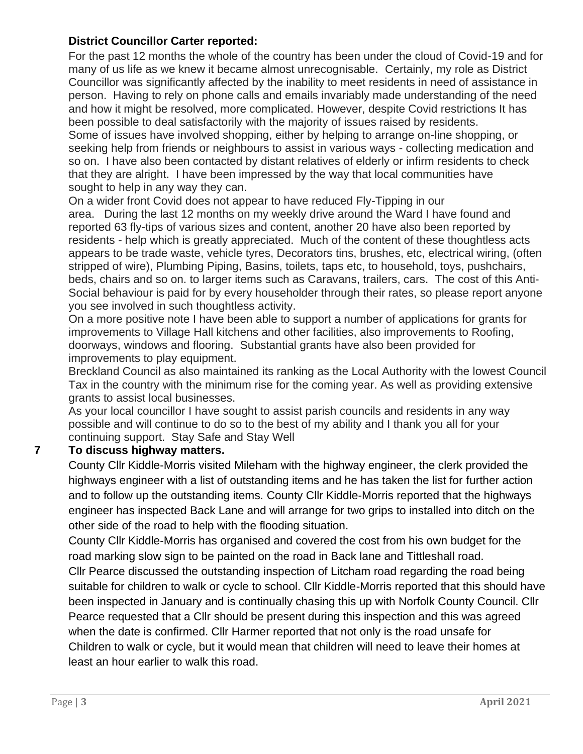**District Councillor Carter reported:**

For the past 12 months the whole of the country has been under the cloud of Covid-19 and for many of us life as we knew it became almost unrecognisable. Certainly, my role as District Councillor was significantly affected by the inability to meet residents in need of assistance in person. Having to rely on phone calls and emails invariably made understanding of the need and how it might be resolved, more complicated. However, despite Covid restrictions It has been possible to deal satisfactorily with the majority of issues raised by residents.

Some of issues have involved shopping, either by helping to arrange on-line shopping, or seeking help from friends or neighbours to assist in various ways - collecting medication and so on. I have also been contacted by distant relatives of elderly or infirm residents to check that they are alright. I have been impressed by the way that local communities have sought to help in any way they can.

On a wider front Covid does not appear to have reduced Fly-Tipping in our area. During the last 12 months on my weekly drive around the Ward I have found and reported 63 fly-tips of various sizes and content, another 20 have also been reported by residents - help which is greatly appreciated. Much of the content of these thoughtless acts appears to be trade waste, vehicle tyres, Decorators tins, brushes, etc, electrical wiring, (often stripped of wire), Plumbing Piping, Basins, toilets, taps etc, to household, toys, pushchairs, beds, chairs and so on. to larger items such as Caravans, trailers, cars. The cost of this Anti-Social behaviour is paid for by every householder through their rates, so please report anyone you see involved in such thoughtless activity.

On a more positive note I have been able to support a number of applications for grants for improvements to Village Hall kitchens and other facilities, also improvements to Roofing, doorways, windows and flooring. Substantial grants have also been provided for improvements to play equipment.

Breckland Council as also maintained its ranking as the Local Authority with the lowest Council Tax in the country with the minimum rise for the coming year. As well as providing extensive grants to assist local businesses.

As your local councillor I have sought to assist parish councils and residents in any way possible and will continue to do so to the best of my ability and I thank you all for your continuing support. Stay Safe and Stay Well

**7 To discuss highway matters.**

County Cllr Kiddle-Morris visited Mileham with the highway engineer, the clerk provided the highways engineer with a list of outstanding items and he has taken the list for further action and to follow up the outstanding items. County Cllr Kiddle-Morris reported that the highways engineer has inspected Back Lane and will arrange for two grips to installed into ditch on the other side of the road to help with the flooding situation.

County Cllr Kiddle-Morris has organised and covered the cost from his own budget for the road marking slow sign to be painted on the road in Back lane and Tittleshall road.

Cllr Pearce discussed the outstanding inspection of Litcham road regarding the road being suitable for children to walk or cycle to school. Cllr Kiddle-Morris reported that this should have been inspected in January and is continually chasing this up with Norfolk County Council. Cllr Pearce requested that a Cllr should be present during this inspection and this was agreed when the date is confirmed. Cllr Harmer reported that not only is the road unsafe for Children to walk or cycle, but it would mean that children will need to leave their homes at least an hour earlier to walk this road.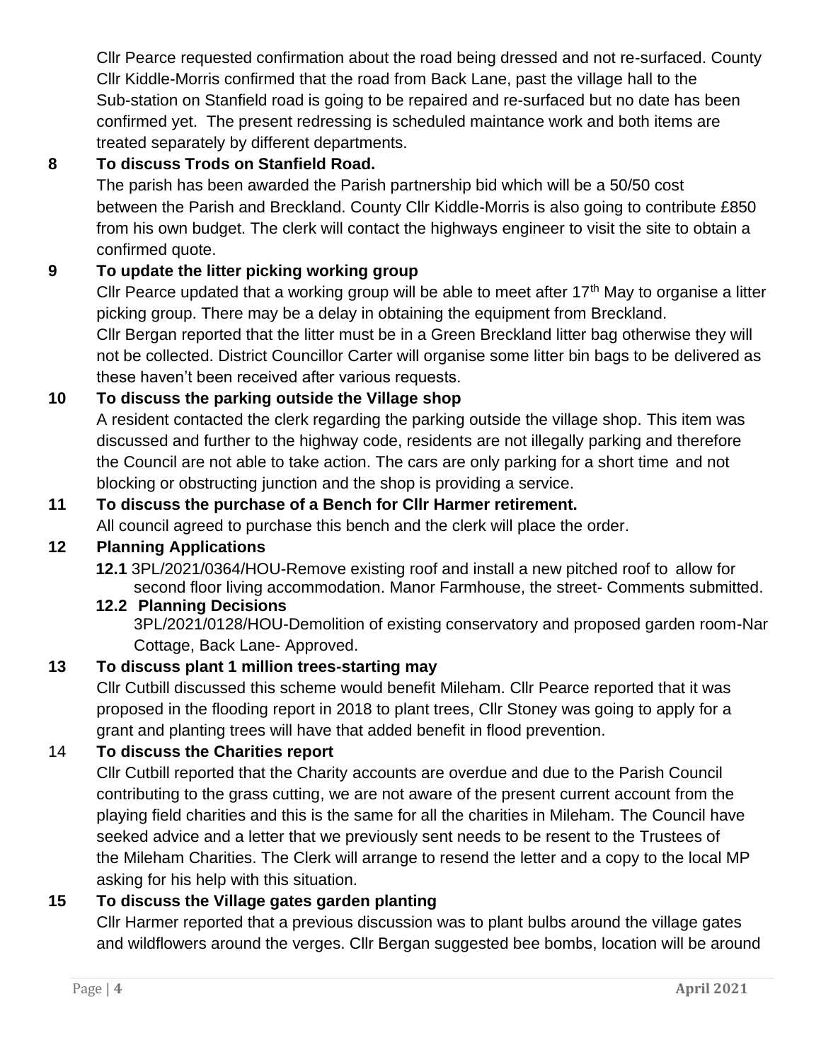Cllr Pearce requested confirmation about the road being dressed and not re-surfaced. County Cllr Kiddle-Morris confirmed that the road from Back Lane, past the village hall to the Sub-station on Stanfield road is going to be repaired and re-surfaced but no date has been confirmed yet. The present redressing is scheduled maintance work and both items are treated separately by different departments.

**8 To discuss Trods on Stanfield Road.**

The parish has been awarded the Parish partnership bid which will be a 50/50 cost between the Parish and Breckland. County Cllr Kiddle-Morris is also going to contribute £850 from his own budget. The clerk will contact the highways engineer to visit the site to obtain a confirmed quote.

**9 To update the litter picking working group**

Cllr Pearce updated that a working group will be able to meet after 17th May to organise a litter picking group. There may be a delay in obtaining the equipment from Breckland.
Cllr Bergan reported that the litter must be in a Green Breckland litter bag otherwise they will not be collected. District Councillor Carter will organise some litter bin bags to be delivered as these haven't been received after various requests.

**10 To discuss the parking outside the Village shop**

A resident contacted the clerk regarding the parking outside the village shop. This item was discussed and further to the highway code, residents are not illegally parking and therefore the Council are not able to take action. The cars are only parking for a short time and not blocking or obstructing junction and the shop is providing a service.

**11 To discuss the purchase of a Bench for Cllr Harmer retirement.**

All council agreed to purchase this bench and the clerk will place the order.

**12 Planning Applications**

**12.1** 3PL/2021/0364/HOU-Remove existing roof and install a new pitched roof to allow for second floor living accommodation. Manor Farmhouse, the street- Comments submitted.

**12.2 Planning Decisions**

3PL/2021/0128/HOU-Demolition of existing conservatory and proposed garden room-Nar Cottage, Back Lane- Approved.

**13 To discuss plant 1 million trees-starting may**

Cllr Cutbill discussed this scheme would benefit Mileham. Cllr Pearce reported that it was proposed in the flooding report in 2018 to plant trees, Cllr Stoney was going to apply for a grant and planting trees will have that added benefit in flood prevention.

14 **To discuss the Charities report**

Cllr Cutbill reported that the Charity accounts are overdue and due to the Parish Council contributing to the grass cutting, we are not aware of the present current account from the playing field charities and this is the same for all the charities in Mileham. The Council have seeked advice and a letter that we previously sent needs to be resent to the Trustees of the Mileham Charities. The Clerk will arrange to resend the letter and a copy to the local MP asking for his help with this situation.

**15 To discuss the Village gates garden planting**

Cllr Harmer reported that a previous discussion was to plant bulbs around the village gates and wildflowers around the verges. Cllr Bergan suggested bee bombs, location will be around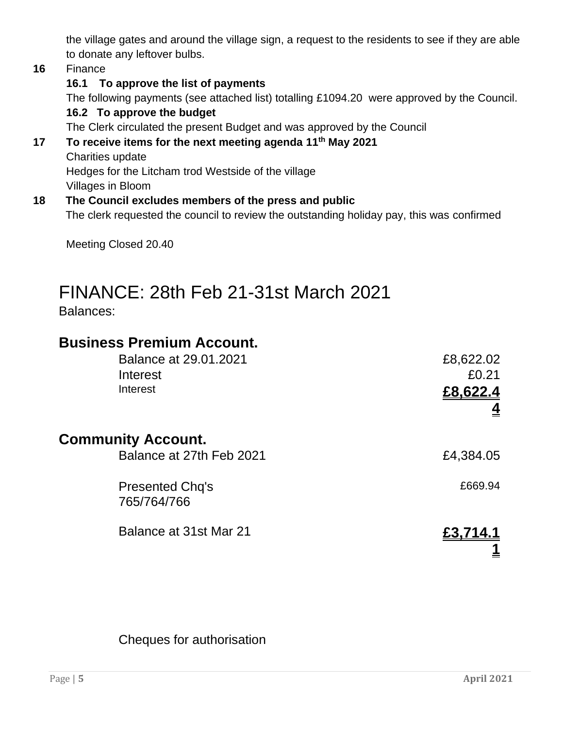the village gates and around the village sign, a request to the residents to see if they are able to donate any leftover bulbs.

**16** Finance

**16.1 To approve the list of payments**

The following payments (see attached list) totalling £1094.20 were approved by the Council.

**16.2 To approve the budget**

The Clerk circulated the present Budget and was approved by the Council

**17 To receive items for the next meeting agenda 11th May 2021**

Charities update

Hedges for the Litcham trod Westside of the village

Villages in Bloom

**18 The Council excludes members of the press and public**

The clerk requested the council to review the outstanding holiday pay, this was confirmed

Meeting Closed 20.40

# FINANCE: 28th Feb 21-31st March 2021

Balances:

## Business Premium Account.

| | |
|---|---|
| Balance at 29.01.2021 | £8,622.02 |
| Interest | £0.21 |
| Interest | **£8,622.44** |

## Community Account.

| | |
|---|---|
| Balance at 27th Feb 2021 | £4,384.05 |
| Presented Chq's 765/764/766 | £669.94 |
| Balance at 31st Mar 21 | **£3,714.11** |

Cheques for authorisation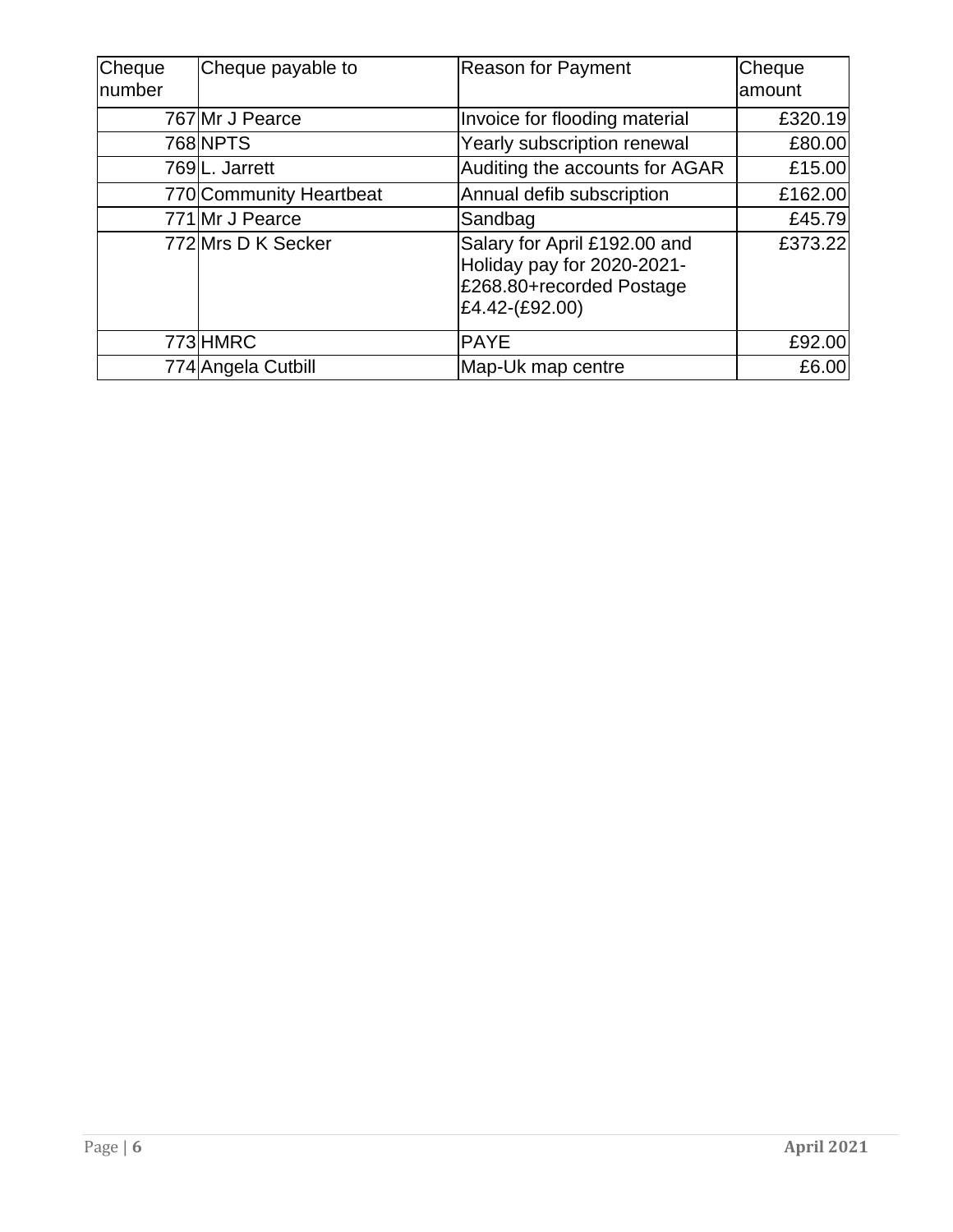| Cheque number | Cheque payable to | Reason for Payment | Cheque amount |
|---|---|---|---|
| 767 | Mr J Pearce | Invoice for flooding material | £320.19 |
| 768 | NPTS | Yearly subscription renewal | £80.00 |
| 769 | L. Jarrett | Auditing the accounts for AGAR | £15.00 |
| 770 | Community Heartbeat | Annual defib subscription | £162.00 |
| 771 | Mr J Pearce | Sandbag | £45.79 |
| 772 | Mrs D K Secker | Salary for April £192.00 and Holiday pay for 2020-2021-£268.80+recorded Postage £4.42-(£92.00) | £373.22 |
| 773 | HMRC | PAYE | £92.00 |
| 774 | Angela Cutbill | Map-Uk map centre | £6.00 |